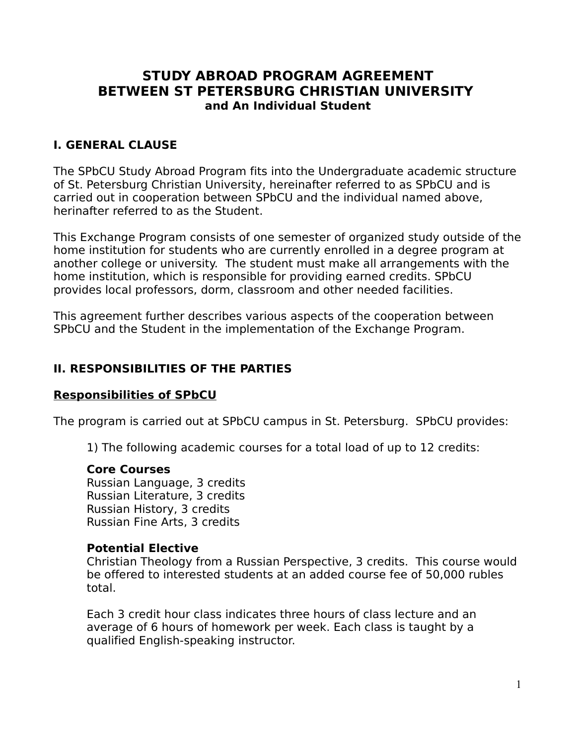# STUDY ABROAD PROGRAM AGREEMENT
# BETWEEN ST PETERSBURG CHRISTIAN UNIVERSITY
### and An Individual Student

## I. GENERAL CLAUSE

The SPbCU Study Abroad Program fits into the Undergraduate academic structure of St. Petersburg Christian University, hereinafter referred to as SPbCU and is carried out in cooperation between SPbCU and the individual named above, herinafter referred to as the Student.

This Exchange Program consists of one semester of organized study outside of the home institution for students who are currently enrolled in a degree program at another college or university. The student must make all arrangements with the home institution, which is responsible for providing earned credits. SPbCU provides local professors, dorm, classroom and other needed facilities.

This agreement further describes various aspects of the cooperation between SPbCU and the Student in the implementation of the Exchange Program.

## II. RESPONSIBILITIES OF THE PARTIES

### Responsibilities of SPbCU

The program is carried out at SPbCU campus in St. Petersburg. SPbCU provides:

1) The following academic courses for a total load of up to 12 credits:

**Core Courses**
Russian Language, 3 credits
Russian Literature, 3 credits
Russian History, 3 credits
Russian Fine Arts, 3 credits

**Potential Elective**
Christian Theology from a Russian Perspective, 3 credits. This course would be offered to interested students at an added course fee of 50,000 rubles total.

Each 3 credit hour class indicates three hours of class lecture and an average of 6 hours of homework per week. Each class is taught by a qualified English-speaking instructor.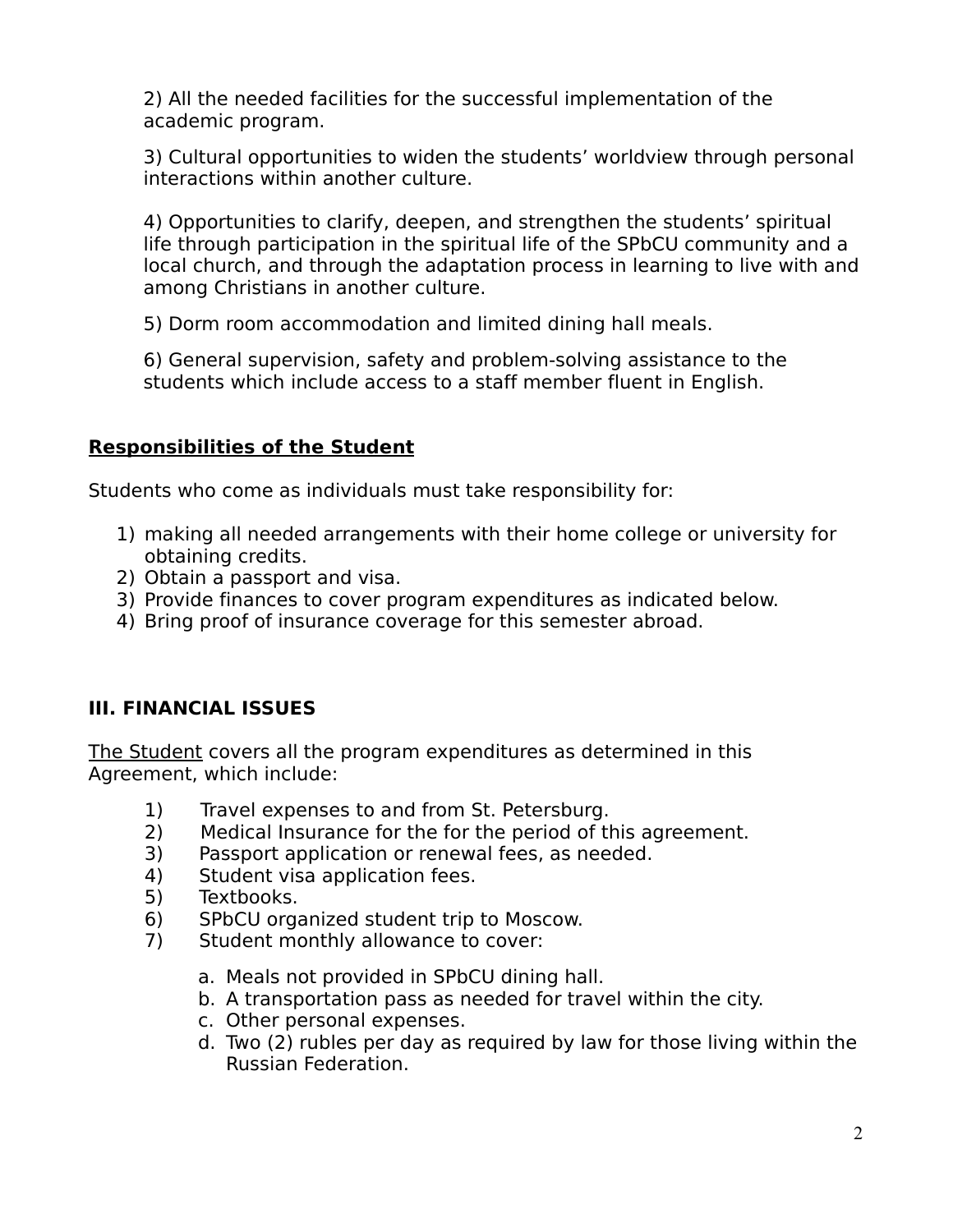2) All the needed facilities for the successful implementation of the academic program.

3) Cultural opportunities to widen the students' worldview through personal interactions within another culture.

4) Opportunities to clarify, deepen, and strengthen the students' spiritual life through participation in the spiritual life of the SPbCU community and a local church, and through the adaptation process in learning to live with and among Christians in another culture.

5) Dorm room accommodation and limited dining hall meals.

6) General supervision, safety and problem-solving assistance to the students which include access to a staff member fluent in English.

**<u>Responsibilities of the Student</u>**

Students who come as individuals must take responsibility for:

1) making all needed arrangements with their home college or university for obtaining credits.
2) Obtain a passport and visa.
3) Provide finances to cover program expenditures as indicated below.
4) Bring proof of insurance coverage for this semester abroad.

## III. FINANCIAL ISSUES

<u>The Student</u> covers all the program expenditures as determined in this Agreement, which include:

1) Travel expenses to and from St. Petersburg.
2) Medical Insurance for the for the period of this agreement.
3) Passport application or renewal fees, as needed.
4) Student visa application fees.
5) Textbooks.
6) SPbCU organized student trip to Moscow.
7) Student monthly allowance to cover:
    a. Meals not provided in SPbCU dining hall.
    b. A transportation pass as needed for travel within the city.
    c. Other personal expenses.
    d. Two (2) rubles per day as required by law for those living within the Russian Federation.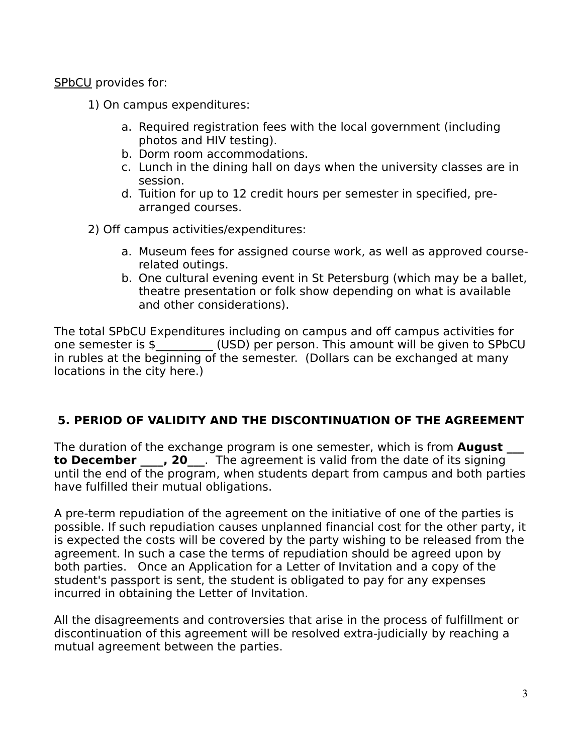<u>SPbCU</u> provides for:

1) On campus expenditures:

   a. Required registration fees with the local government (including photos and HIV testing).
   b. Dorm room accommodations.
   c. Lunch in the dining hall on days when the university classes are in session.
   d. Tuition for up to 12 credit hours per semester in specified, pre-arranged courses.

2) Off campus activities/expenditures:

   a. Museum fees for assigned course work, as well as approved course-related outings.
   b. One cultural evening event in St Petersburg (which may be a ballet, theatre presentation or folk show depending on what is available and other considerations).

The total SPbCU Expenditures including on campus and off campus activities for one semester is $__________ (USD) per person. This amount will be given to SPbCU in rubles at the beginning of the semester. (Dollars can be exchanged at many locations in the city here.)

## 5. PERIOD OF VALIDITY AND THE DISCONTINUATION OF THE AGREEMENT

The duration of the exchange program is one semester, which is from **August ___ to December ____, 20___**. The agreement is valid from the date of its signing until the end of the program, when students depart from campus and both parties have fulfilled their mutual obligations.

A pre-term repudiation of the agreement on the initiative of one of the parties is possible. If such repudiation causes unplanned financial cost for the other party, it is expected the costs will be covered by the party wishing to be released from the agreement. In such a case the terms of repudiation should be agreed upon by both parties. Once an Application for a Letter of Invitation and a copy of the student's passport is sent, the student is obligated to pay for any expenses incurred in obtaining the Letter of Invitation.

All the disagreements and controversies that arise in the process of fulfillment or discontinuation of this agreement will be resolved extra-judicially by reaching a mutual agreement between the parties.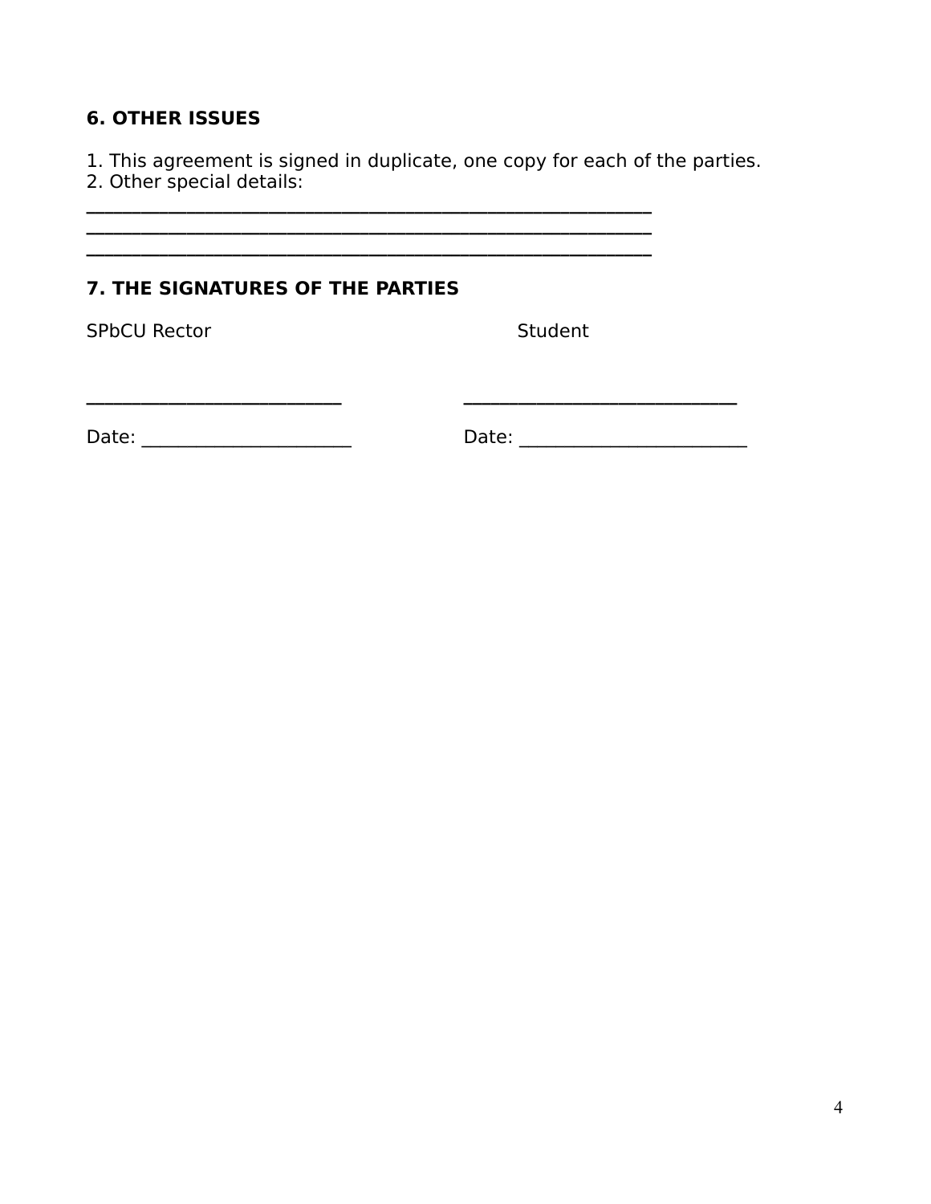## 6. OTHER ISSUES

1. This agreement is signed in duplicate, one copy for each of the parties.
2. Other special details:

____________________________________________________________
____________________________________________________________
____________________________________________________________

## 7. THE SIGNATURES OF THE PARTIES

| SPbCU Rector | Student |
|---|---|
| ___________________________ | _____________________________ |
| Date: ______________________ | Date: ________________________ |